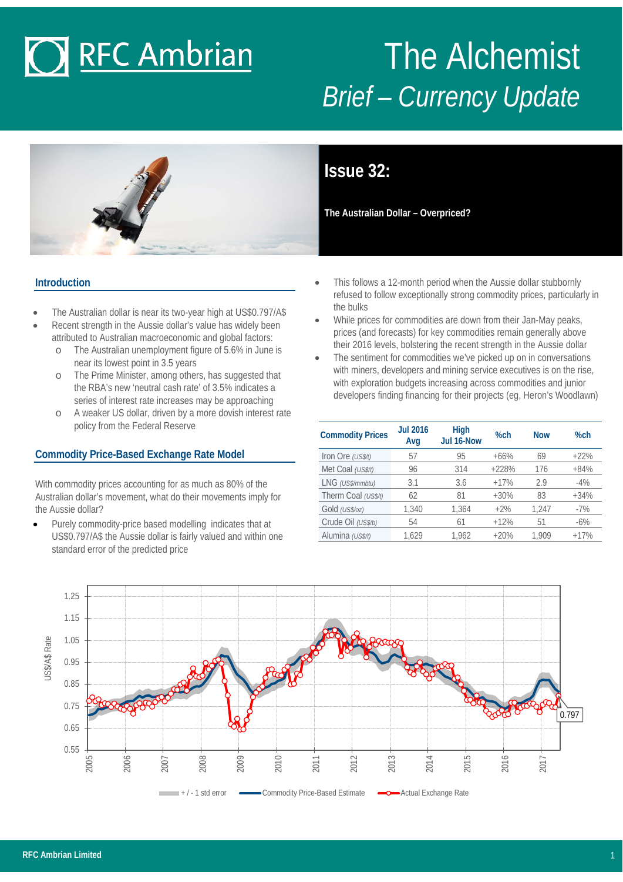# The Alchemist

## Brief – Currency Update

## Issue 32:

**The Australian Dollar – Overpriced?**

### Introduction

- The Australian dollar is near its two-year high at US$0.797/A$
- Recent strength in the Aussie dollar's value has widely been attributed to Australian macroeconomic and global factors:
  - The Australian unemployment figure of 5.6% in June is near its lowest point in 3.5 years
  - The Prime Minister, among others, has suggested that the RBA's new 'neutral cash rate' of 3.5% indicates a series of interest rate increases may be approaching
  - A weaker US dollar, driven by a more dovish interest rate policy from the Federal Reserve

### Commodity Price-Based Exchange Rate Model

With commodity prices accounting for as much as 80% of the Australian dollar's movement, what do their movements imply for the Aussie dollar?

- Purely commodity-price based modelling indicates that at US$0.797/A$ the Aussie dollar is fairly valued and within one standard error of the predicted price
- This follows a 12-month period when the Aussie dollar stubbornly refused to follow exceptionally strong commodity prices, particularly in the bulks
- While prices for commodities are down from their Jan-May peaks, prices (and forecasts) for key commodities remain generally above their 2016 levels, bolstering the recent strength in the Aussie dollar
- The sentiment for commodities we've picked up on in conversations with miners, developers and mining service executives is on the rise, with exploration budgets increasing across commodities and junior developers finding financing for their projects (eg, Heron's Woodlawn)

| Commodity Prices | Jul 2016 Avg | High Jul 16-Now | %ch | Now | %ch |
|---|---|---|---|---|---|
| Iron Ore *(US$/t)* | 57 | 95 | +66% | 69 | +22% |
| Met Coal *(US$/t)* | 96 | 314 | +228% | 176 | +84% |
| LNG *(US$/mmbtu)* | 3.1 | 3.6 | +17% | 2.9 | -4% |
| Therm Coal *(US$/t)* | 62 | 81 | +30% | 83 | +34% |
| Gold *(US$/oz)* | 1,340 | 1,364 | +2% | 1,247 | -7% |
| Crude Oil *(US$/b)* | 54 | 61 | +12% | 51 | -6% |
| Alumina *(US$/t)* | 1,629 | 1,962 | +20% | 1,909 | +17% |

[Chart: US$/A$ Rate, 2005–2017; current value 0.797. Legend: + / - 1 std error; Commodity Price-Based Estimate; Actual Exchange Rate]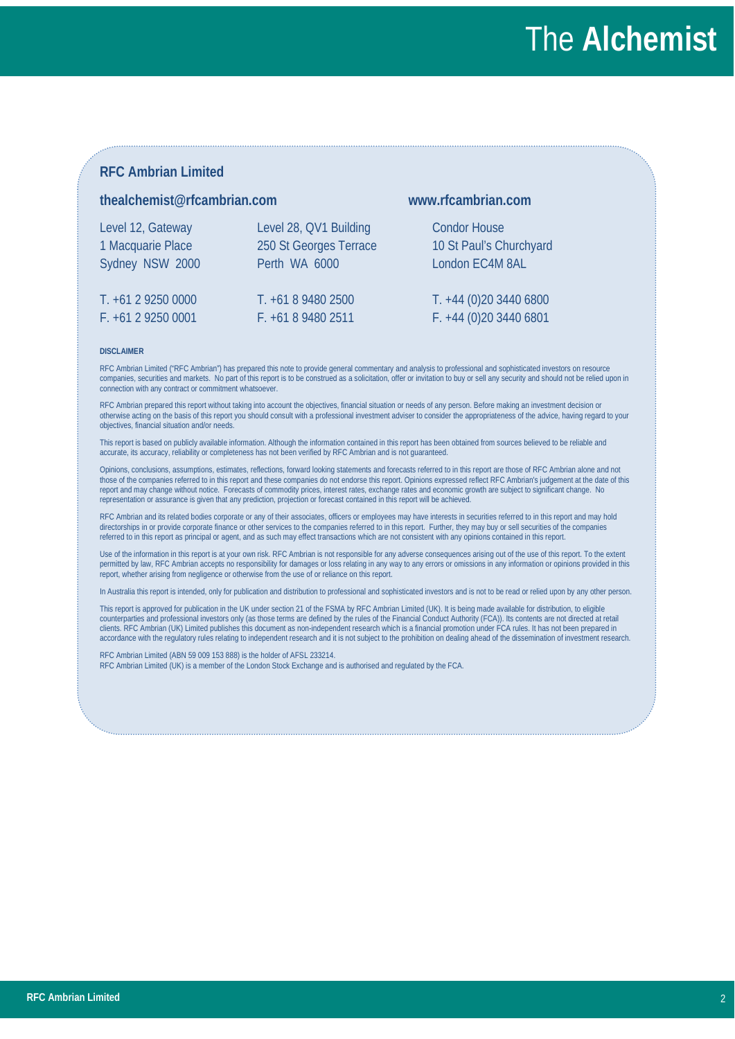## RFC Ambrian Limited

**thealchemist@rfcambrian.com** **www.rfcambrian.com**

| | | |
|---|---|---|
| Level 12, Gateway | Level 28, QV1 Building | Condor House |
| 1 Macquarie Place | 250 St Georges Terrace | 10 St Paul's Churchyard |
| Sydney NSW 2000 | Perth WA 6000 | London EC4M 8AL |
| T. +61 2 9250 0000 | T. +61 8 9480 2500 | T. +44 (0)20 3440 6800 |
| F. +61 2 9250 0001 | F. +61 8 9480 2511 | F. +44 (0)20 3440 6801 |

**DISCLAIMER**

RFC Ambrian Limited ("RFC Ambrian") has prepared this note to provide general commentary and analysis to professional and sophisticated investors on resource companies, securities and markets. No part of this report is to be construed as a solicitation, offer or invitation to buy or sell any security and should not be relied upon in connection with any contract or commitment whatsoever.

RFC Ambrian prepared this report without taking into account the objectives, financial situation or needs of any person. Before making an investment decision or otherwise acting on the basis of this report you should consult with a professional investment adviser to consider the appropriateness of the advice, having regard to your objectives, financial situation and/or needs.

This report is based on publicly available information. Although the information contained in this report has been obtained from sources believed to be reliable and accurate, its accuracy, reliability or completeness has not been verified by RFC Ambrian and is not guaranteed.

Opinions, conclusions, assumptions, estimates, reflections, forward looking statements and forecasts referred to in this report are those of RFC Ambrian alone and not those of the companies referred to in this report and these companies do not endorse this report. Opinions expressed reflect RFC Ambrian's judgement at the date of this report and may change without notice. Forecasts of commodity prices, interest rates, exchange rates and economic growth are subject to significant change. No representation or assurance is given that any prediction, projection or forecast contained in this report will be achieved.

RFC Ambrian and its related bodies corporate or any of their associates, officers or employees may have interests in securities referred to in this report and may hold directorships in or provide corporate finance or other services to the companies referred to in this report. Further, they may buy or sell securities of the companies referred to in this report as principal or agent, and as such may effect transactions which are not consistent with any opinions contained in this report.

Use of the information in this report is at your own risk. RFC Ambrian is not responsible for any adverse consequences arising out of the use of this report. To the extent permitted by law, RFC Ambrian accepts no responsibility for damages or loss relating in any way to any errors or omissions in any information or opinions provided in this report, whether arising from negligence or otherwise from the use of or reliance on this report.

In Australia this report is intended, only for publication and distribution to professional and sophisticated investors and is not to be read or relied upon by any other person.

This report is approved for publication in the UK under section 21 of the FSMA by RFC Ambrian Limited (UK). It is being made available for distribution, to eligible counterparties and professional investors only (as those terms are defined by the rules of the Financial Conduct Authority (FCA)). Its contents are not directed at retail clients. RFC Ambrian (UK) Limited publishes this document as non-independent research which is a financial promotion under FCA rules. It has not been prepared in accordance with the regulatory rules relating to independent research and it is not subject to the prohibition on dealing ahead of the dissemination of investment research.

RFC Ambrian Limited (ABN 59 009 153 888) is the holder of AFSL 233214.
RFC Ambrian Limited (UK) is a member of the London Stock Exchange and is authorised and regulated by the FCA.